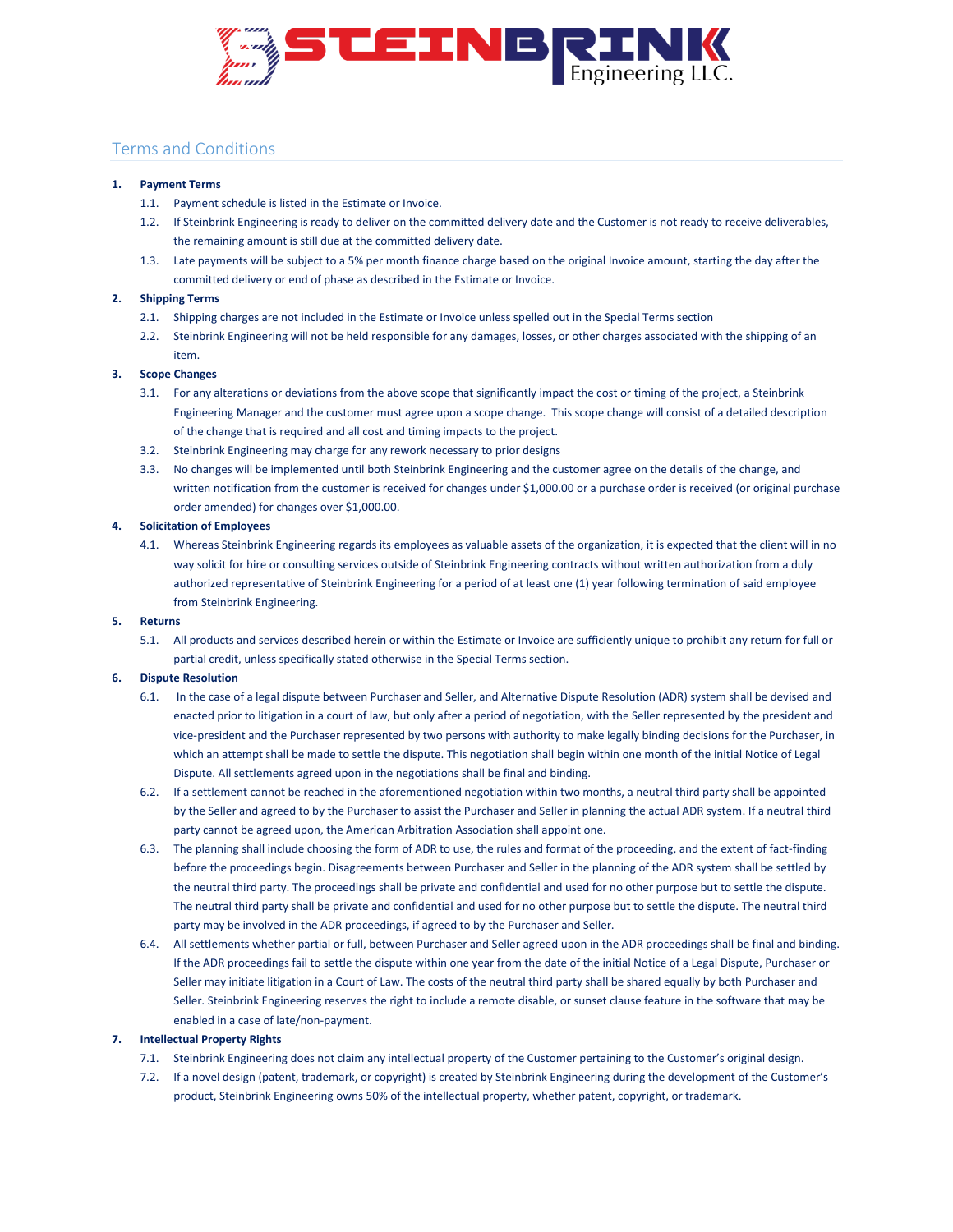# STEINBRINK Engineering LLC.

## Terms and Conditions

1. **Payment Terms**
   1.1. Payment schedule is listed in the Estimate or Invoice.
   1.2. If Steinbrink Engineering is ready to deliver on the committed delivery date and the Customer is not ready to receive deliverables, the remaining amount is still due at the committed delivery date.
   1.3. Late payments will be subject to a 5% per month finance charge based on the original Invoice amount, starting the day after the committed delivery or end of phase as described in the Estimate or Invoice.
2. **Shipping Terms**
   2.1. Shipping charges are not included in the Estimate or Invoice unless spelled out in the Special Terms section
   2.2. Steinbrink Engineering will not be held responsible for any damages, losses, or other charges associated with the shipping of an item.
3. **Scope Changes**
   3.1. For any alterations or deviations from the above scope that significantly impact the cost or timing of the project, a Steinbrink Engineering Manager and the customer must agree upon a scope change. This scope change will consist of a detailed description of the change that is required and all cost and timing impacts to the project.
   3.2. Steinbrink Engineering may charge for any rework necessary to prior designs
   3.3. No changes will be implemented until both Steinbrink Engineering and the customer agree on the details of the change, and written notification from the customer is received for changes under $1,000.00 or a purchase order is received (or original purchase order amended) for changes over $1,000.00.
4. **Solicitation of Employees**
   4.1. Whereas Steinbrink Engineering regards its employees as valuable assets of the organization, it is expected that the client will in no way solicit for hire or consulting services outside of Steinbrink Engineering contracts without written authorization from a duly authorized representative of Steinbrink Engineering for a period of at least one (1) year following termination of said employee from Steinbrink Engineering.
5. **Returns**
   5.1. All products and services described herein or within the Estimate or Invoice are sufficiently unique to prohibit any return for full or partial credit, unless specifically stated otherwise in the Special Terms section.
6. **Dispute Resolution**
   6.1. In the case of a legal dispute between Purchaser and Seller, and Alternative Dispute Resolution (ADR) system shall be devised and enacted prior to litigation in a court of law, but only after a period of negotiation, with the Seller represented by the president and vice-president and the Purchaser represented by two persons with authority to make legally binding decisions for the Purchaser, in which an attempt shall be made to settle the dispute. This negotiation shall begin within one month of the initial Notice of Legal Dispute. All settlements agreed upon in the negotiations shall be final and binding.
   6.2. If a settlement cannot be reached in the aforementioned negotiation within two months, a neutral third party shall be appointed by the Seller and agreed to by the Purchaser to assist the Purchaser and Seller in planning the actual ADR system. If a neutral third party cannot be agreed upon, the American Arbitration Association shall appoint one.
   6.3. The planning shall include choosing the form of ADR to use, the rules and format of the proceeding, and the extent of fact-finding before the proceedings begin. Disagreements between Purchaser and Seller in the planning of the ADR system shall be settled by the neutral third party. The proceedings shall be private and confidential and used for no other purpose but to settle the dispute. The neutral third party shall be private and confidential and used for no other purpose but to settle the dispute. The neutral third party may be involved in the ADR proceedings, if agreed to by the Purchaser and Seller.
   6.4. All settlements whether partial or full, between Purchaser and Seller agreed upon in the ADR proceedings shall be final and binding. If the ADR proceedings fail to settle the dispute within one year from the date of the initial Notice of a Legal Dispute, Purchaser or Seller may initiate litigation in a Court of Law. The costs of the neutral third party shall be shared equally by both Purchaser and Seller. Steinbrink Engineering reserves the right to include a remote disable, or sunset clause feature in the software that may be enabled in a case of late/non-payment.
7. **Intellectual Property Rights**
   7.1. Steinbrink Engineering does not claim any intellectual property of the Customer pertaining to the Customer's original design.
   7.2. If a novel design (patent, trademark, or copyright) is created by Steinbrink Engineering during the development of the Customer's product, Steinbrink Engineering owns 50% of the intellectual property, whether patent, copyright, or trademark.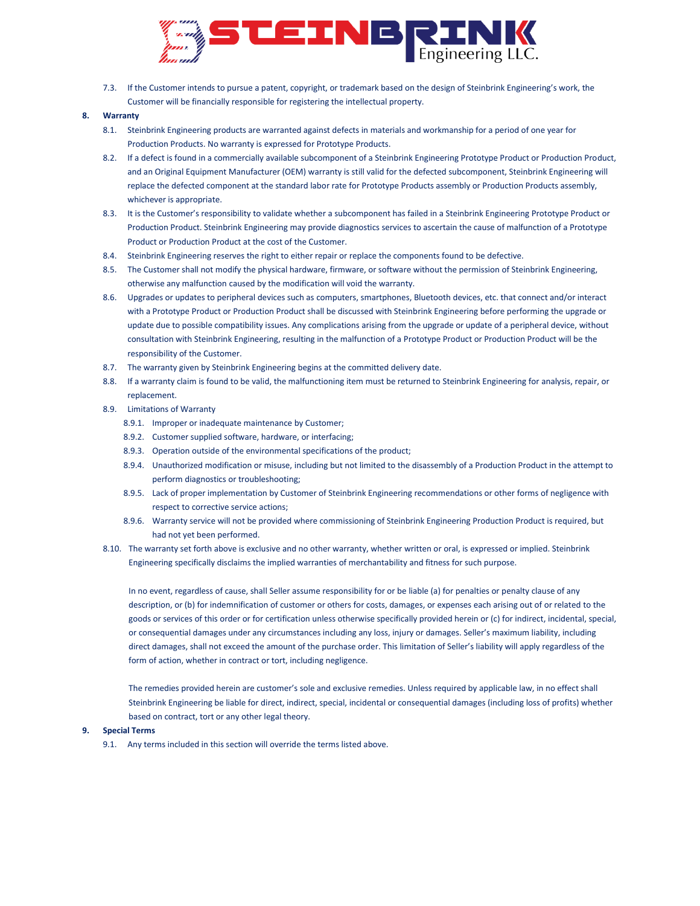7.3. If the Customer intends to pursue a patent, copyright, or trademark based on the design of Steinbrink Engineering's work, the Customer will be financially responsible for registering the intellectual property.

**8. Warranty**

8.1. Steinbrink Engineering products are warranted against defects in materials and workmanship for a period of one year for Production Products. No warranty is expressed for Prototype Products.

8.2. If a defect is found in a commercially available subcomponent of a Steinbrink Engineering Prototype Product or Production Product, and an Original Equipment Manufacturer (OEM) warranty is still valid for the defected subcomponent, Steinbrink Engineering will replace the defected component at the standard labor rate for Prototype Products assembly or Production Products assembly, whichever is appropriate.

8.3. It is the Customer's responsibility to validate whether a subcomponent has failed in a Steinbrink Engineering Prototype Product or Production Product. Steinbrink Engineering may provide diagnostics services to ascertain the cause of malfunction of a Prototype Product or Production Product at the cost of the Customer.

8.4. Steinbrink Engineering reserves the right to either repair or replace the components found to be defective.

8.5. The Customer shall not modify the physical hardware, firmware, or software without the permission of Steinbrink Engineering, otherwise any malfunction caused by the modification will void the warranty.

8.6. Upgrades or updates to peripheral devices such as computers, smartphones, Bluetooth devices, etc. that connect and/or interact with a Prototype Product or Production Product shall be discussed with Steinbrink Engineering before performing the upgrade or update due to possible compatibility issues. Any complications arising from the upgrade or update of a peripheral device, without consultation with Steinbrink Engineering, resulting in the malfunction of a Prototype Product or Production Product will be the responsibility of the Customer.

8.7. The warranty given by Steinbrink Engineering begins at the committed delivery date.

8.8. If a warranty claim is found to be valid, the malfunctioning item must be returned to Steinbrink Engineering for analysis, repair, or replacement.

8.9. Limitations of Warranty

8.9.1. Improper or inadequate maintenance by Customer;

8.9.2. Customer supplied software, hardware, or interfacing;

8.9.3. Operation outside of the environmental specifications of the product;

8.9.4. Unauthorized modification or misuse, including but not limited to the disassembly of a Production Product in the attempt to perform diagnostics or troubleshooting;

8.9.5. Lack of proper implementation by Customer of Steinbrink Engineering recommendations or other forms of negligence with respect to corrective service actions;

8.9.6. Warranty service will not be provided where commissioning of Steinbrink Engineering Production Product is required, but had not yet been performed.

8.10. The warranty set forth above is exclusive and no other warranty, whether written or oral, is expressed or implied. Steinbrink Engineering specifically disclaims the implied warranties of merchantability and fitness for such purpose.

In no event, regardless of cause, shall Seller assume responsibility for or be liable (a) for penalties or penalty clause of any description, or (b) for indemnification of customer or others for costs, damages, or expenses each arising out of or related to the goods or services of this order or for certification unless otherwise specifically provided herein or (c) for indirect, incidental, special, or consequential damages under any circumstances including any loss, injury or damages. Seller's maximum liability, including direct damages, shall not exceed the amount of the purchase order. This limitation of Seller's liability will apply regardless of the form of action, whether in contract or tort, including negligence.

The remedies provided herein are customer's sole and exclusive remedies. Unless required by applicable law, in no effect shall Steinbrink Engineering be liable for direct, indirect, special, incidental or consequential damages (including loss of profits) whether based on contract, tort or any other legal theory.

**9. Special Terms**

9.1. Any terms included in this section will override the terms listed above.